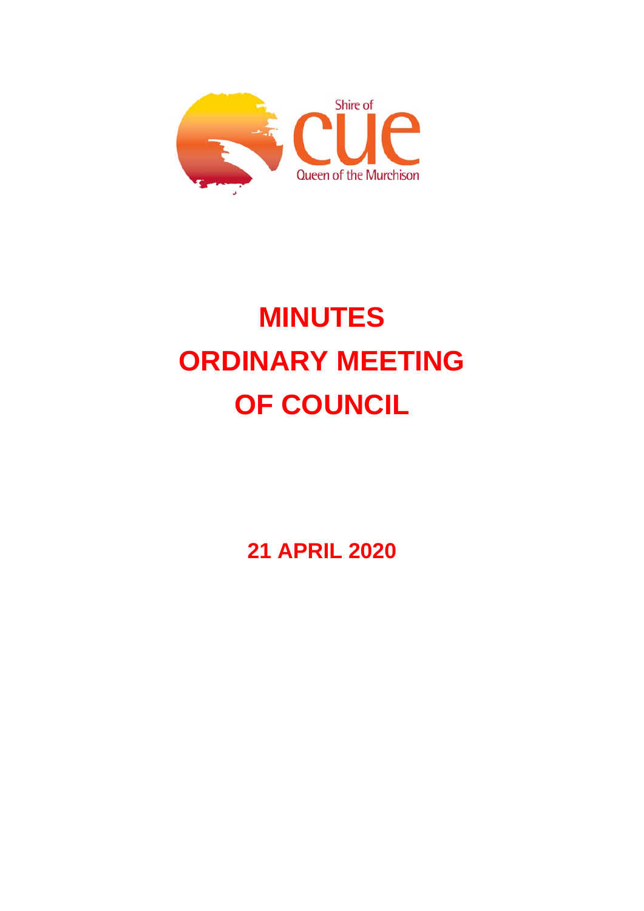Shire of

cue

Queen of the Murchison

# MINUTES
# ORDINARY MEETING
# OF COUNCIL

## 21 APRIL 2020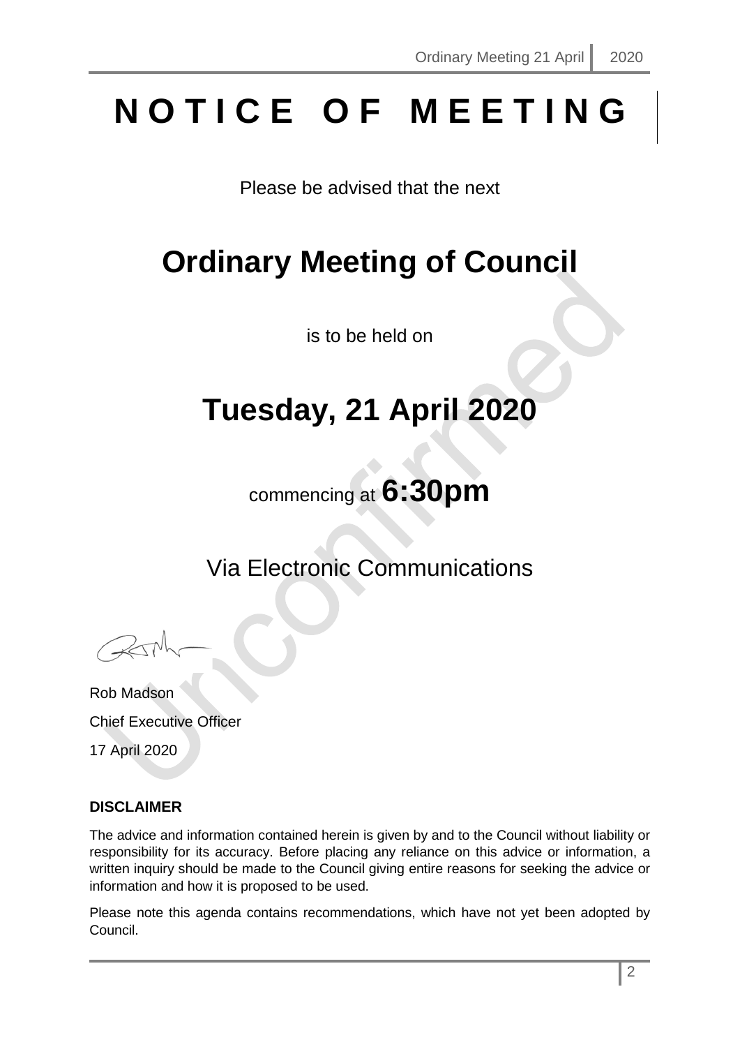# N O T I C E   O F   M E E T I N G

Please be advised that the next

# Ordinary Meeting of Council

is to be held on

# Tuesday, 21 April 2020

commencing at **6:30pm**

Via Electronic Communications

Rob Madson

Chief Executive Officer

17 April 2020

**DISCLAIMER**

The advice and information contained herein is given by and to the Council without liability or responsibility for its accuracy. Before placing any reliance on this advice or information, a written inquiry should be made to the Council giving entire reasons for seeking the advice or information and how it is proposed to be used.

Please note this agenda contains recommendations, which have not yet been adopted by Council.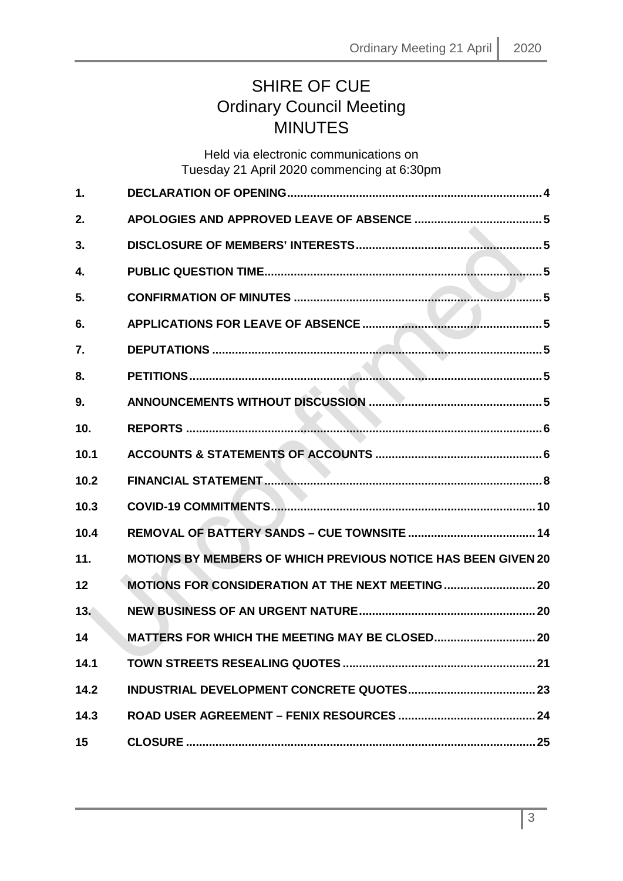# SHIRE OF CUE
## Ordinary Council Meeting
## MINUTES

Held via electronic communications on
Tuesday 21 April 2020 commencing at 6:30pm

| | | |
|---|---|---|
| 1. | DECLARATION OF OPENING | 4 |
| 2. | APOLOGIES AND APPROVED LEAVE OF ABSENCE | 5 |
| 3. | DISCLOSURE OF MEMBERS' INTERESTS | 5 |
| 4. | PUBLIC QUESTION TIME | 5 |
| 5. | CONFIRMATION OF MINUTES | 5 |
| 6. | APPLICATIONS FOR LEAVE OF ABSENCE | 5 |
| 7. | DEPUTATIONS | 5 |
| 8. | PETITIONS | 5 |
| 9. | ANNOUNCEMENTS WITHOUT DISCUSSION | 5 |
| 10. | REPORTS | 6 |
| 10.1 | ACCOUNTS & STATEMENTS OF ACCOUNTS | 6 |
| 10.2 | FINANCIAL STATEMENT | 8 |
| 10.3 | COVID-19 COMMITMENTS | 10 |
| 10.4 | REMOVAL OF BATTERY SANDS – CUE TOWNSITE | 14 |
| 11. | MOTIONS BY MEMBERS OF WHICH PREVIOUS NOTICE HAS BEEN GIVEN | 20 |
| 12 | MOTIONS FOR CONSIDERATION AT THE NEXT MEETING | 20 |
| 13. | NEW BUSINESS OF AN URGENT NATURE | 20 |
| 14 | MATTERS FOR WHICH THE MEETING MAY BE CLOSED | 20 |
| 14.1 | TOWN STREETS RESEALING QUOTES | 21 |
| 14.2 | INDUSTRIAL DEVELOPMENT CONCRETE QUOTES | 23 |
| 14.3 | ROAD USER AGREEMENT – FENIX RESOURCES | 24 |
| 15 | CLOSURE | 25 |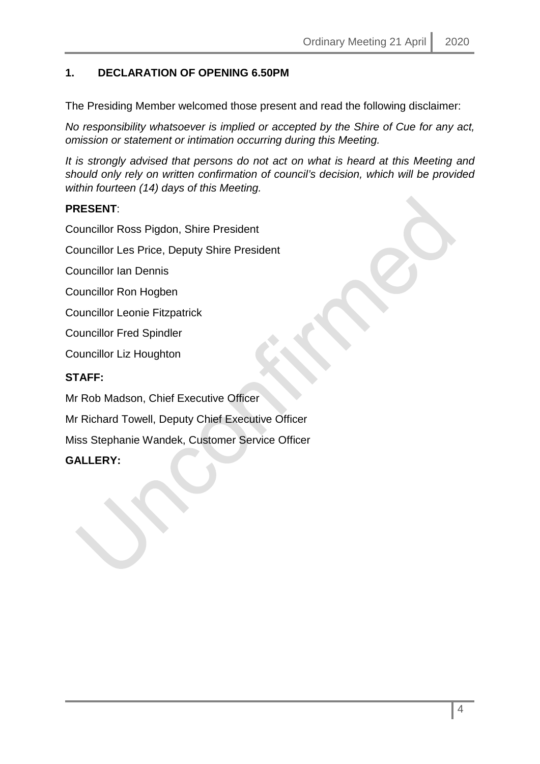## 1. DECLARATION OF OPENING 6.50PM

The Presiding Member welcomed those present and read the following disclaimer:

*No responsibility whatsoever is implied or accepted by the Shire of Cue for any act, omission or statement or intimation occurring during this Meeting.*

*It is strongly advised that persons do not act on what is heard at this Meeting and should only rely on written confirmation of council's decision, which will be provided within fourteen (14) days of this Meeting.*

**PRESENT**:

Councillor Ross Pigdon, Shire President

Councillor Les Price, Deputy Shire President

Councillor Ian Dennis

Councillor Ron Hogben

Councillor Leonie Fitzpatrick

Councillor Fred Spindler

Councillor Liz Houghton

**STAFF:**

Mr Rob Madson, Chief Executive Officer

Mr Richard Towell, Deputy Chief Executive Officer

Miss Stephanie Wandek, Customer Service Officer

**GALLERY:**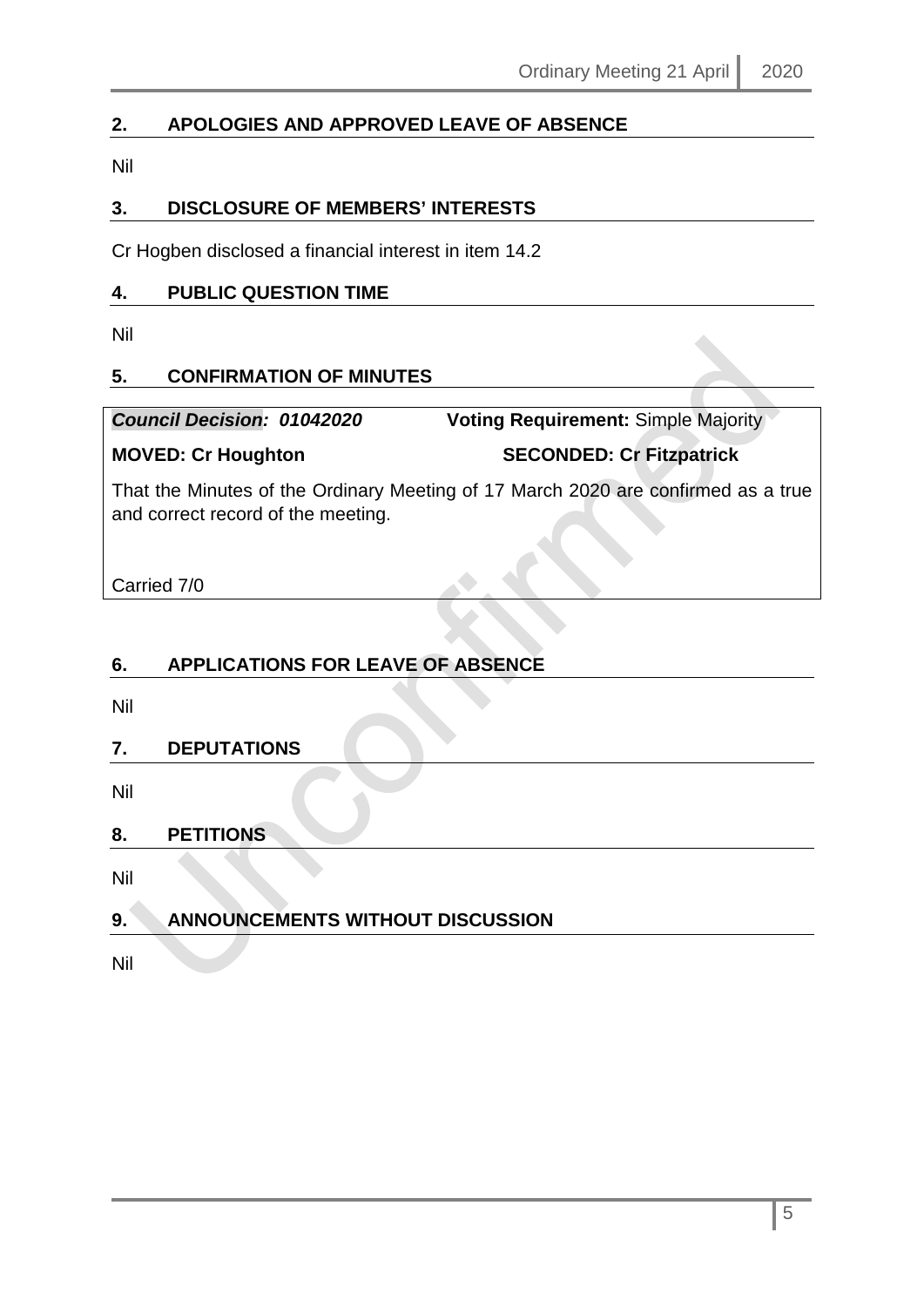## 2. APOLOGIES AND APPROVED LEAVE OF ABSENCE

Nil

## 3. DISCLOSURE OF MEMBERS' INTERESTS

Cr Hogben disclosed a financial interest in item 14.2

## 4. PUBLIC QUESTION TIME

Nil

## 5. CONFIRMATION OF MINUTES

***Council Decision: 01042020*** **Voting Requirement:** Simple Majority

**MOVED: Cr Houghton** **SECONDED: Cr Fitzpatrick**

That the Minutes of the Ordinary Meeting of 17 March 2020 are confirmed as a true and correct record of the meeting.

Carried 7/0

## 6. APPLICATIONS FOR LEAVE OF ABSENCE

Nil

## 7. DEPUTATIONS

Nil

## 8. PETITIONS

Nil

## 9. ANNOUNCEMENTS WITHOUT DISCUSSION

Nil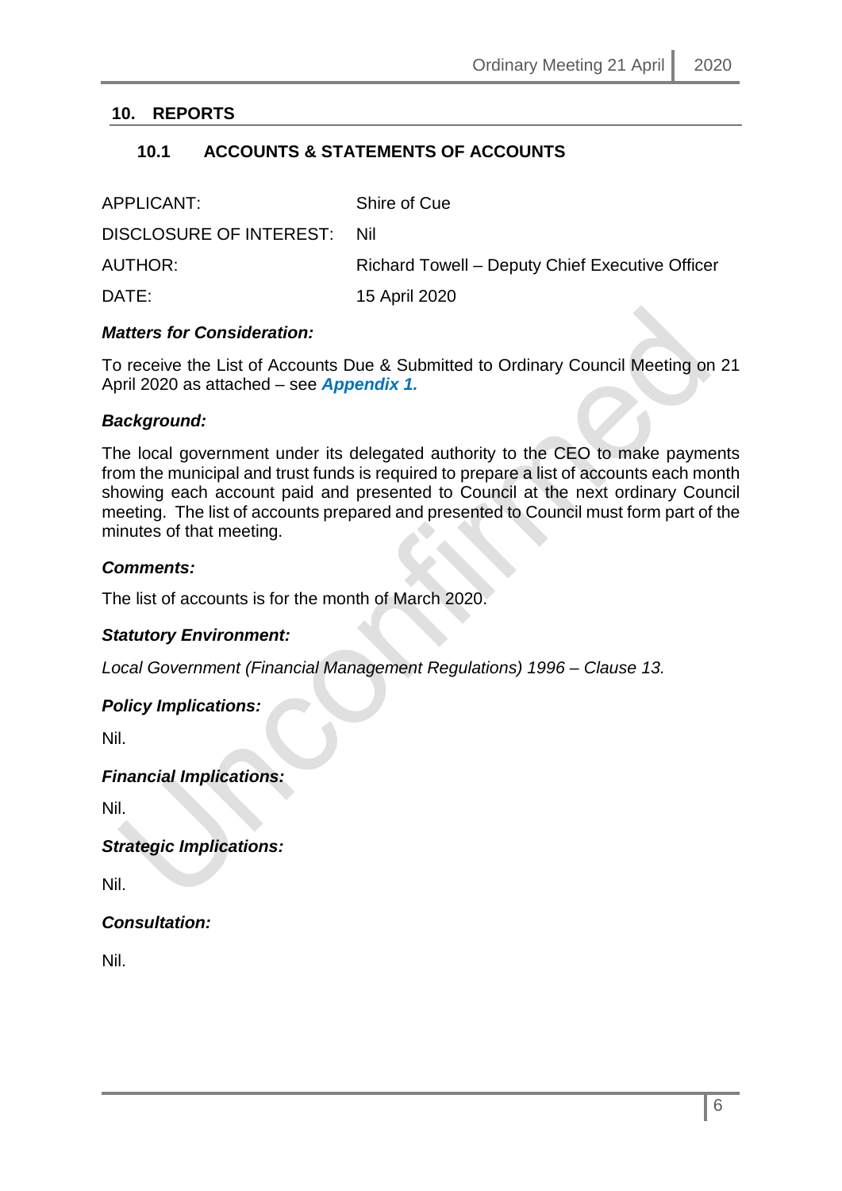## 10. REPORTS

### 10.1 ACCOUNTS & STATEMENTS OF ACCOUNTS

| | |
|---|---|
| APPLICANT: | Shire of Cue |
| DISCLOSURE OF INTEREST: | Nil |
| AUTHOR: | Richard Towell – Deputy Chief Executive Officer |
| DATE: | 15 April 2020 |

***Matters for Consideration:***

To receive the List of Accounts Due & Submitted to Ordinary Council Meeting on 21 April 2020 as attached – see ***Appendix 1.***

***Background:***

The local government under its delegated authority to the CEO to make payments from the municipal and trust funds is required to prepare a list of accounts each month showing each account paid and presented to Council at the next ordinary Council meeting. The list of accounts prepared and presented to Council must form part of the minutes of that meeting.

***Comments:***

The list of accounts is for the month of March 2020.

***Statutory Environment:***

*Local Government (Financial Management Regulations) 1996 – Clause 13.*

***Policy Implications:***

Nil.

***Financial Implications:***

Nil.

***Strategic Implications:***

Nil.

***Consultation:***

Nil.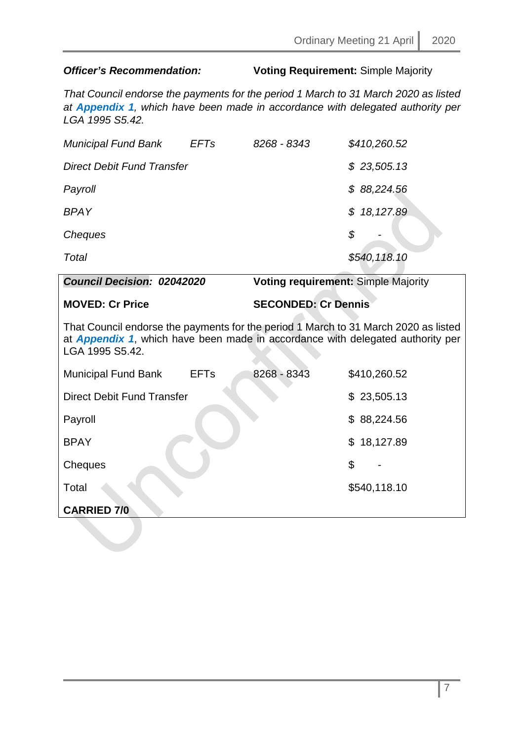***Officer's Recommendation:*** **Voting Requirement:** Simple Majority

*That Council endorse the payments for the period 1 March to 31 March 2020 as listed at **Appendix 1**, which have been made in accordance with delegated authority per LGA 1995 S5.42.*

| | | | |
|---|---|---|---|
| *Municipal Fund Bank* | *EFTs* | *8268 - 8343* | *$410,260.52* |
| *Direct Debit Fund Transfer* | | | *$ 23,505.13* |
| *Payroll* | | | *$ 88,224.56* |
| *BPAY* | | | *$ 18,127.89* |
| *Cheques* | | | *$ -* |
| *Total* | | | *$540,118.10* |

***Council Decision: 02042020*** **Voting requirement:** Simple Majority

**MOVED: Cr Price** **SECONDED: Cr Dennis**

That Council endorse the payments for the period 1 March to 31 March 2020 as listed at ***Appendix 1***, which have been made in accordance with delegated authority per LGA 1995 S5.42.

| | | | |
|---|---|---|---|
| Municipal Fund Bank | EFTs | 8268 - 8343 | $410,260.52 |
| Direct Debit Fund Transfer | | | $ 23,505.13 |
| Payroll | | | $ 88,224.56 |
| BPAY | | | $ 18,127.89 |
| Cheques | | | $ - |
| Total | | | $540,118.10 |

**CARRIED 7/0**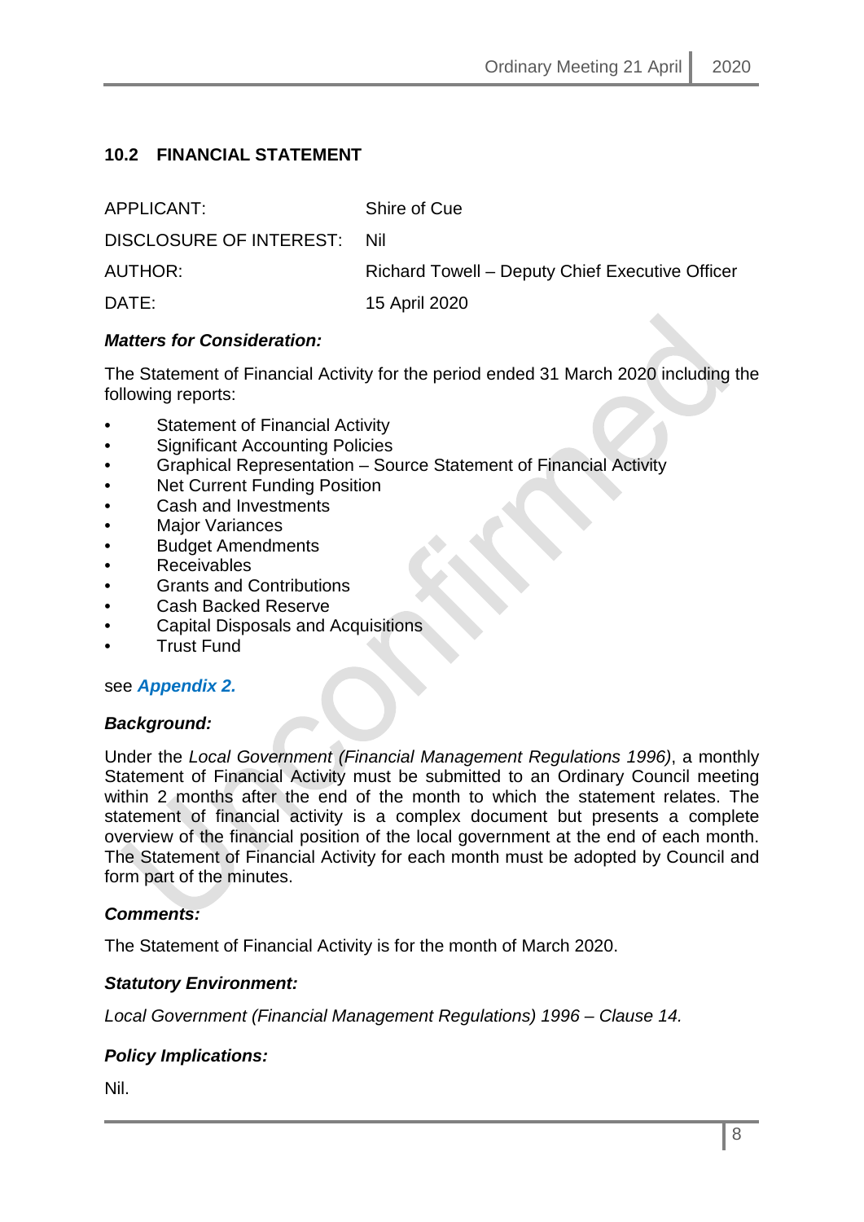## 10.2 FINANCIAL STATEMENT

| | |
|---|---|
| APPLICANT: | Shire of Cue |
| DISCLOSURE OF INTEREST: | Nil |
| AUTHOR: | Richard Towell – Deputy Chief Executive Officer |
| DATE: | 15 April 2020 |

***Matters for Consideration:***

The Statement of Financial Activity for the period ended 31 March 2020 including the following reports:

- Statement of Financial Activity
- Significant Accounting Policies
- Graphical Representation – Source Statement of Financial Activity
- Net Current Funding Position
- Cash and Investments
- Major Variances
- Budget Amendments
- Receivables
- Grants and Contributions
- Cash Backed Reserve
- Capital Disposals and Acquisitions
- Trust Fund

see ***Appendix 2.***

***Background:***

Under the *Local Government (Financial Management Regulations 1996)*, a monthly Statement of Financial Activity must be submitted to an Ordinary Council meeting within 2 months after the end of the month to which the statement relates. The statement of financial activity is a complex document but presents a complete overview of the financial position of the local government at the end of each month. The Statement of Financial Activity for each month must be adopted by Council and form part of the minutes.

***Comments:***

The Statement of Financial Activity is for the month of March 2020.

***Statutory Environment:***

*Local Government (Financial Management Regulations) 1996 – Clause 14.*

***Policy Implications:***

Nil.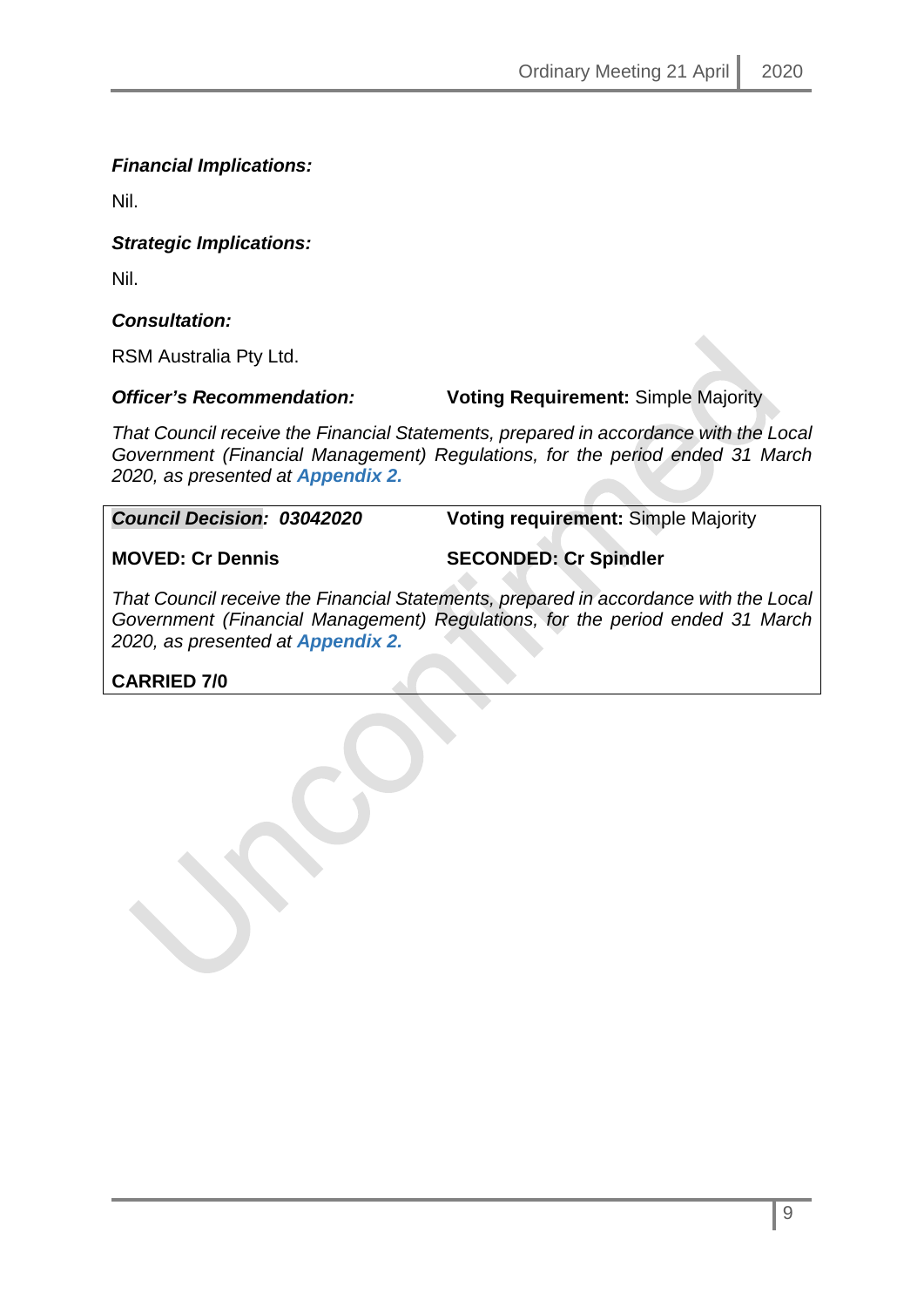***Financial Implications:***

Nil.

***Strategic Implications:***

Nil.

***Consultation:***

RSM Australia Pty Ltd.

***Officer's Recommendation:*** **Voting Requirement:** Simple Majority

*That Council receive the Financial Statements, prepared in accordance with the Local Government (Financial Management) Regulations, for the period ended 31 March 2020, as presented at* ***Appendix 2.***

***Council Decision: 03042020*** **Voting requirement:** Simple Majority

**MOVED: Cr Dennis** **SECONDED: Cr Spindler**

*That Council receive the Financial Statements, prepared in accordance with the Local Government (Financial Management) Regulations, for the period ended 31 March 2020, as presented at* ***Appendix 2.***

**CARRIED 7/0**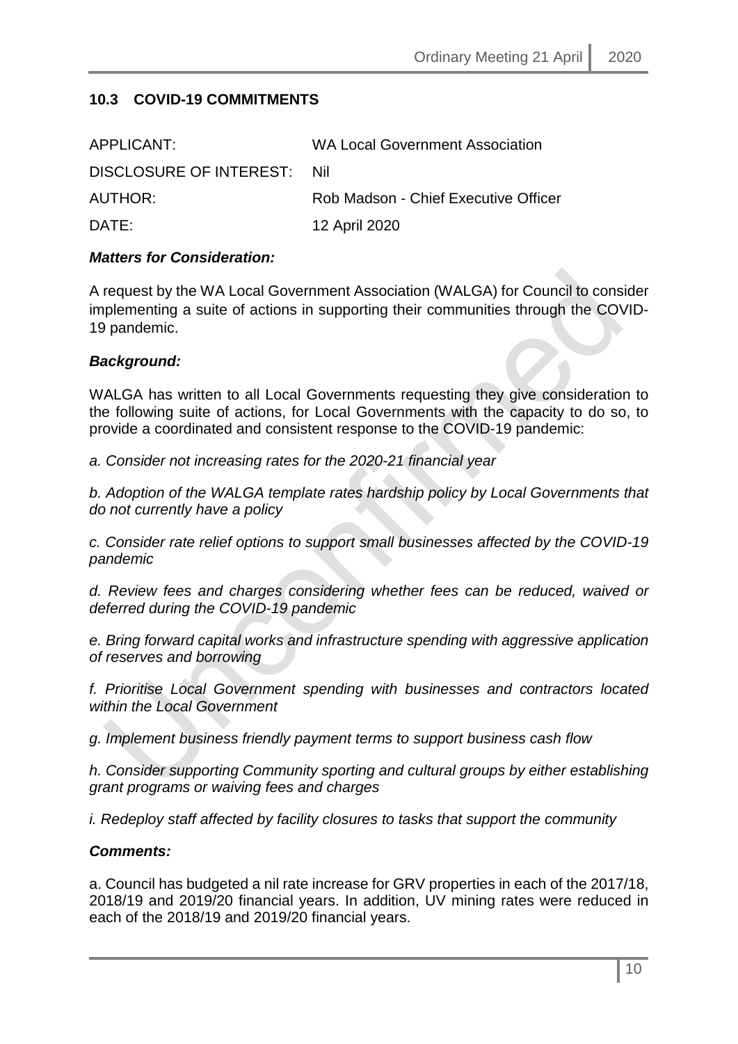## 10.3 COVID-19 COMMITMENTS

| | |
|---|---|
| APPLICANT: | WA Local Government Association |
| DISCLOSURE OF INTEREST: | Nil |
| AUTHOR: | Rob Madson - Chief Executive Officer |
| DATE: | 12 April 2020 |

### *Matters for Consideration:*

A request by the WA Local Government Association (WALGA) for Council to consider implementing a suite of actions in supporting their communities through the COVID-19 pandemic.

### *Background:*

WALGA has written to all Local Governments requesting they give consideration to the following suite of actions, for Local Governments with the capacity to do so, to provide a coordinated and consistent response to the COVID-19 pandemic:

*a. Consider not increasing rates for the 2020-21 financial year*

*b. Adoption of the WALGA template rates hardship policy by Local Governments that do not currently have a policy*

*c. Consider rate relief options to support small businesses affected by the COVID-19 pandemic*

*d. Review fees and charges considering whether fees can be reduced, waived or deferred during the COVID-19 pandemic*

*e. Bring forward capital works and infrastructure spending with aggressive application of reserves and borrowing*

*f. Prioritise Local Government spending with businesses and contractors located within the Local Government*

*g. Implement business friendly payment terms to support business cash flow*

*h. Consider supporting Community sporting and cultural groups by either establishing grant programs or waiving fees and charges*

*i. Redeploy staff affected by facility closures to tasks that support the community*

### *Comments:*

a. Council has budgeted a nil rate increase for GRV properties in each of the 2017/18, 2018/19 and 2019/20 financial years. In addition, UV mining rates were reduced in each of the 2018/19 and 2019/20 financial years.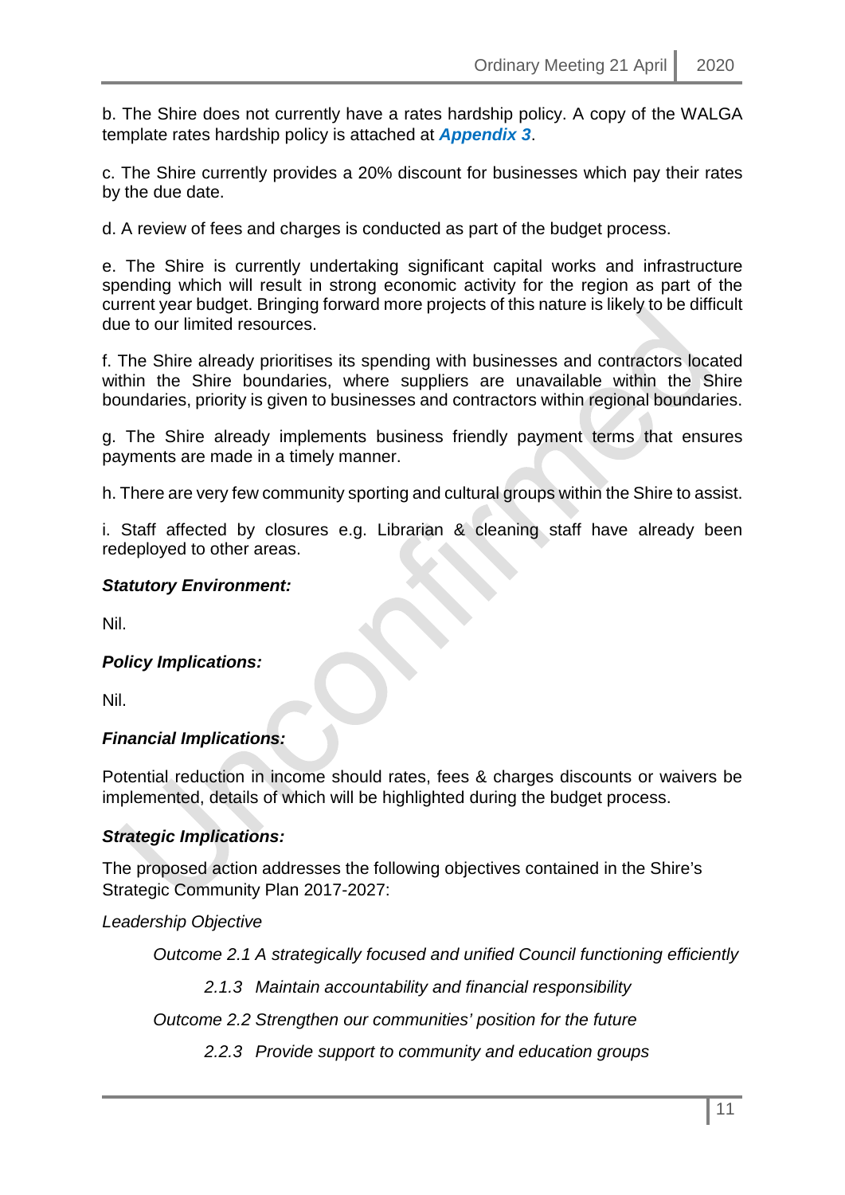b. The Shire does not currently have a rates hardship policy. A copy of the WALGA template rates hardship policy is attached at ***Appendix 3***.

c. The Shire currently provides a 20% discount for businesses which pay their rates by the due date.

d. A review of fees and charges is conducted as part of the budget process.

e. The Shire is currently undertaking significant capital works and infrastructure spending which will result in strong economic activity for the region as part of the current year budget. Bringing forward more projects of this nature is likely to be difficult due to our limited resources.

f. The Shire already prioritises its spending with businesses and contractors located within the Shire boundaries, where suppliers are unavailable within the Shire boundaries, priority is given to businesses and contractors within regional boundaries.

g. The Shire already implements business friendly payment terms that ensures payments are made in a timely manner.

h. There are very few community sporting and cultural groups within the Shire to assist.

i. Staff affected by closures e.g. Librarian & cleaning staff have already been redeployed to other areas.

***Statutory Environment:***

Nil.

***Policy Implications:***

Nil.

***Financial Implications:***

Potential reduction in income should rates, fees & charges discounts or waivers be implemented, details of which will be highlighted during the budget process.

***Strategic Implications:***

The proposed action addresses the following objectives contained in the Shire's Strategic Community Plan 2017-2027:

*Leadership Objective*

*Outcome 2.1 A strategically focused and unified Council functioning efficiently*

*2.1.3 Maintain accountability and financial responsibility*

*Outcome 2.2 Strengthen our communities' position for the future*

*2.2.3 Provide support to community and education groups*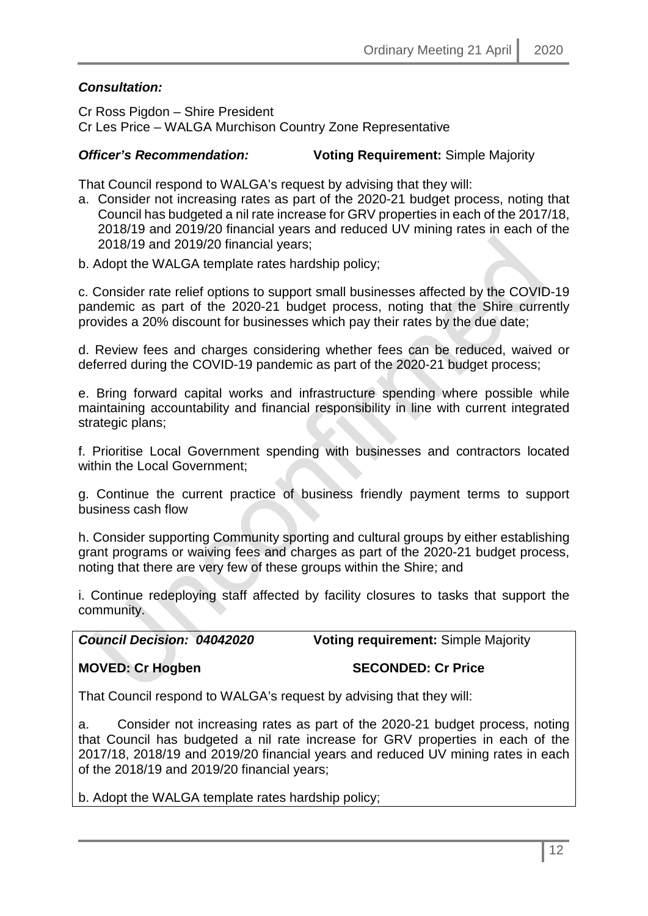***Consultation:***

Cr Ross Pigdon – Shire President
Cr Les Price – WALGA Murchison Country Zone Representative

***Officer's Recommendation:*** **Voting Requirement:** Simple Majority

That Council respond to WALGA's request by advising that they will:

a. Consider not increasing rates as part of the 2020-21 budget process, noting that Council has budgeted a nil rate increase for GRV properties in each of the 2017/18, 2018/19 and 2019/20 financial years and reduced UV mining rates in each of the 2018/19 and 2019/20 financial years;

b. Adopt the WALGA template rates hardship policy;

c. Consider rate relief options to support small businesses affected by the COVID-19 pandemic as part of the 2020-21 budget process, noting that the Shire currently provides a 20% discount for businesses which pay their rates by the due date;

d. Review fees and charges considering whether fees can be reduced, waived or deferred during the COVID-19 pandemic as part of the 2020-21 budget process;

e. Bring forward capital works and infrastructure spending where possible while maintaining accountability and financial responsibility in line with current integrated strategic plans;

f. Prioritise Local Government spending with businesses and contractors located within the Local Government;

g. Continue the current practice of business friendly payment terms to support business cash flow

h. Consider supporting Community sporting and cultural groups by either establishing grant programs or waiving fees and charges as part of the 2020-21 budget process, noting that there are very few of these groups within the Shire; and

i. Continue redeploying staff affected by facility closures to tasks that support the community.

***Council Decision: 04042020*** **Voting requirement:** Simple Majority

**MOVED: Cr Hogben** **SECONDED: Cr Price**

That Council respond to WALGA's request by advising that they will:

a. Consider not increasing rates as part of the 2020-21 budget process, noting that Council has budgeted a nil rate increase for GRV properties in each of the 2017/18, 2018/19 and 2019/20 financial years and reduced UV mining rates in each of the 2018/19 and 2019/20 financial years;

b. Adopt the WALGA template rates hardship policy;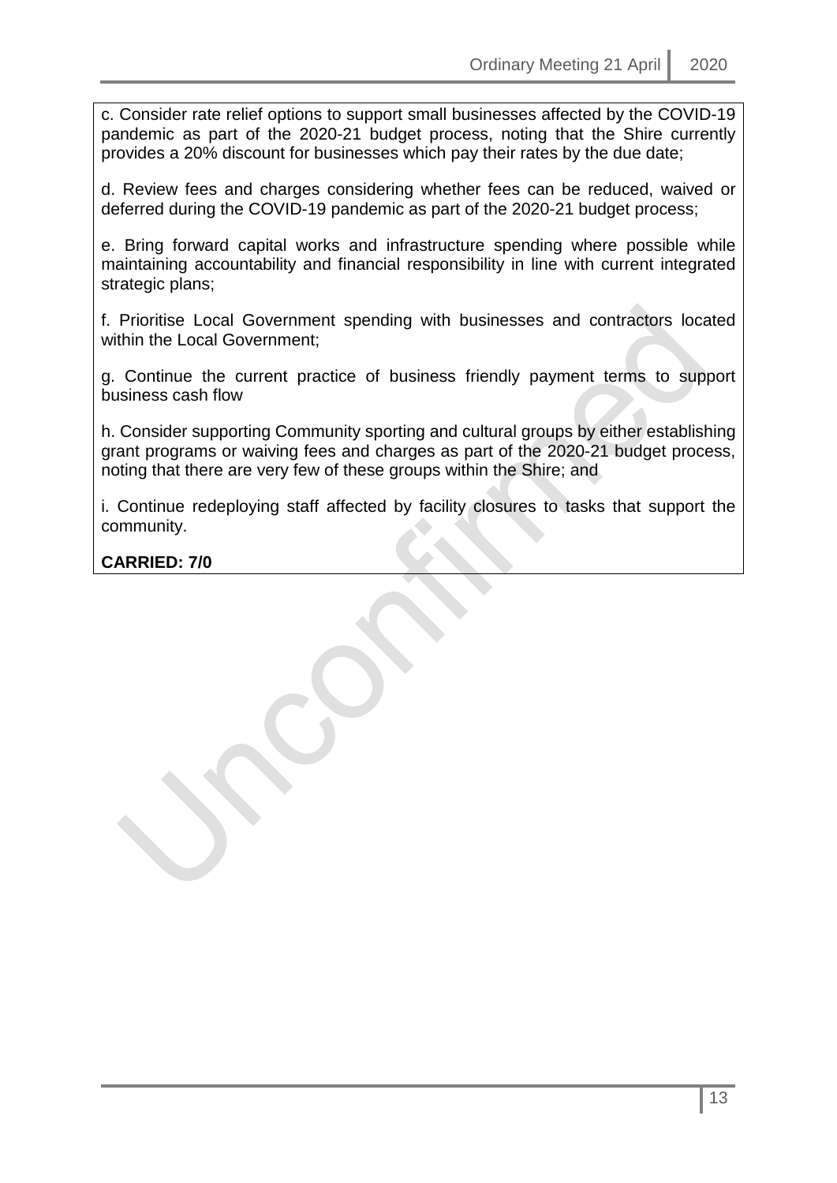c. Consider rate relief options to support small businesses affected by the COVID-19 pandemic as part of the 2020-21 budget process, noting that the Shire currently provides a 20% discount for businesses which pay their rates by the due date;

d. Review fees and charges considering whether fees can be reduced, waived or deferred during the COVID-19 pandemic as part of the 2020-21 budget process;

e. Bring forward capital works and infrastructure spending where possible while maintaining accountability and financial responsibility in line with current integrated strategic plans;

f. Prioritise Local Government spending with businesses and contractors located within the Local Government;

g. Continue the current practice of business friendly payment terms to support business cash flow

h. Consider supporting Community sporting and cultural groups by either establishing grant programs or waiving fees and charges as part of the 2020-21 budget process, noting that there are very few of these groups within the Shire; and

i. Continue redeploying staff affected by facility closures to tasks that support the community.

**CARRIED: 7/0**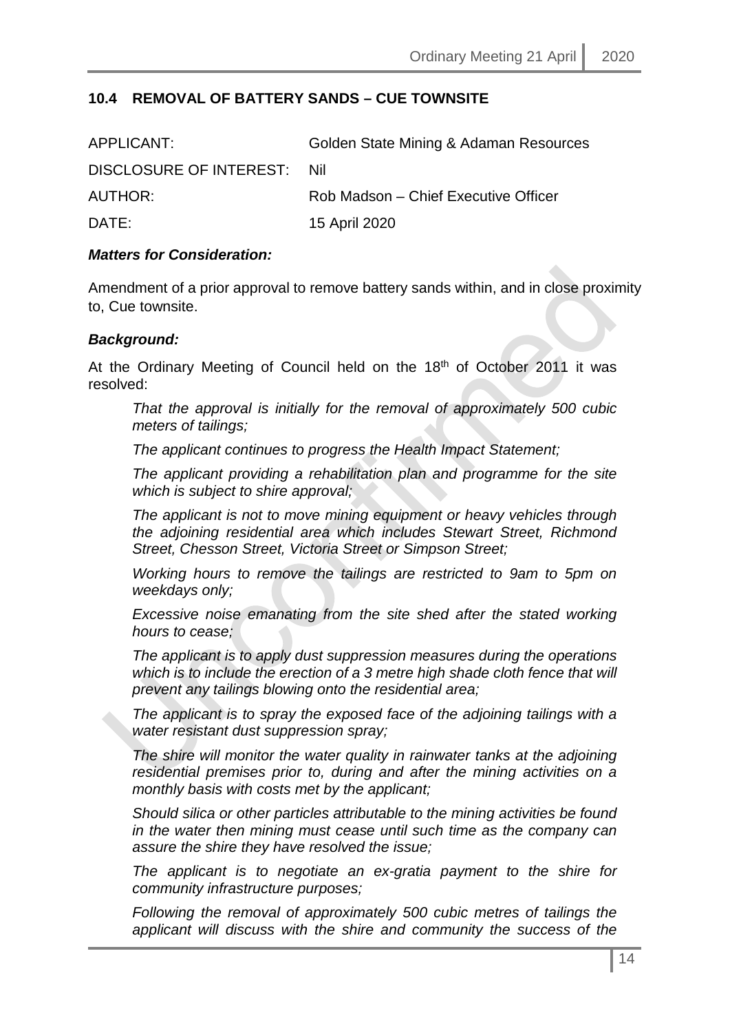## 10.4 REMOVAL OF BATTERY SANDS – CUE TOWNSITE

| | |
|---|---|
| APPLICANT: | Golden State Mining & Adaman Resources |
| DISCLOSURE OF INTEREST: | Nil |
| AUTHOR: | Rob Madson – Chief Executive Officer |
| DATE: | 15 April 2020 |

***Matters for Consideration:***

Amendment of a prior approval to remove battery sands within, and in close proximity to, Cue townsite.

***Background:***

At the Ordinary Meeting of Council held on the 18th of October 2011 it was resolved:

> *That the approval is initially for the removal of approximately 500 cubic meters of tailings;*
>
> *The applicant continues to progress the Health Impact Statement;*
>
> *The applicant providing a rehabilitation plan and programme for the site which is subject to shire approval;*
>
> *The applicant is not to move mining equipment or heavy vehicles through the adjoining residential area which includes Stewart Street, Richmond Street, Chesson Street, Victoria Street or Simpson Street;*
>
> *Working hours to remove the tailings are restricted to 9am to 5pm on weekdays only;*
>
> *Excessive noise emanating from the site shed after the stated working hours to cease;*
>
> *The applicant is to apply dust suppression measures during the operations which is to include the erection of a 3 metre high shade cloth fence that will prevent any tailings blowing onto the residential area;*
>
> *The applicant is to spray the exposed face of the adjoining tailings with a water resistant dust suppression spray;*
>
> *The shire will monitor the water quality in rainwater tanks at the adjoining residential premises prior to, during and after the mining activities on a monthly basis with costs met by the applicant;*
>
> *Should silica or other particles attributable to the mining activities be found in the water then mining must cease until such time as the company can assure the shire they have resolved the issue;*
>
> *The applicant is to negotiate an ex-gratia payment to the shire for community infrastructure purposes;*
>
> *Following the removal of approximately 500 cubic metres of tailings the applicant will discuss with the shire and community the success of the*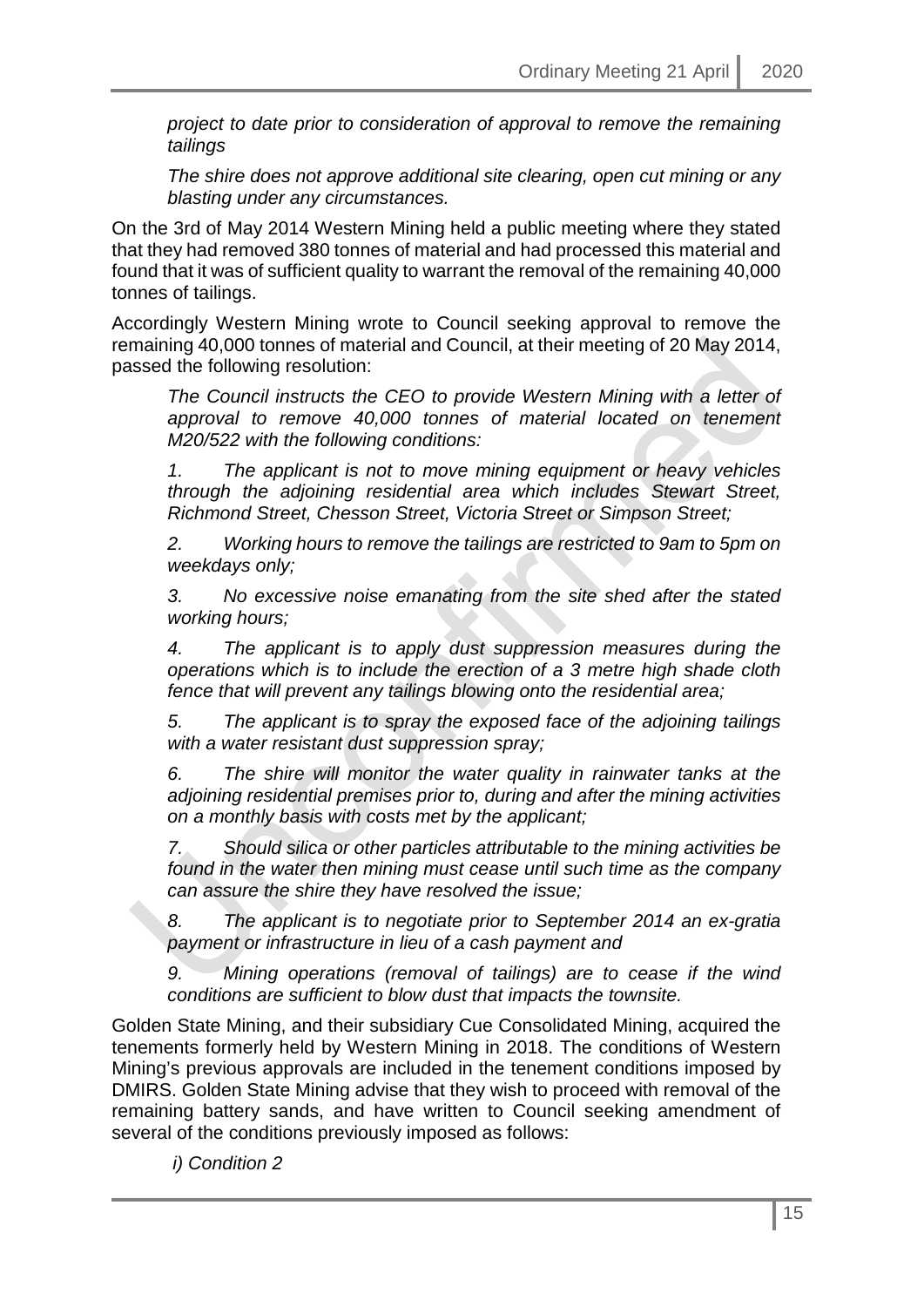*project to date prior to consideration of approval to remove the remaining tailings*

*The shire does not approve additional site clearing, open cut mining or any blasting under any circumstances.*

On the 3rd of May 2014 Western Mining held a public meeting where they stated that they had removed 380 tonnes of material and had processed this material and found that it was of sufficient quality to warrant the removal of the remaining 40,000 tonnes of tailings.

Accordingly Western Mining wrote to Council seeking approval to remove the remaining 40,000 tonnes of material and Council, at their meeting of 20 May 2014, passed the following resolution:

*The Council instructs the CEO to provide Western Mining with a letter of approval to remove 40,000 tonnes of material located on tenement M20/522 with the following conditions:*

*1. The applicant is not to move mining equipment or heavy vehicles through the adjoining residential area which includes Stewart Street, Richmond Street, Chesson Street, Victoria Street or Simpson Street;*

*2. Working hours to remove the tailings are restricted to 9am to 5pm on weekdays only;*

*3. No excessive noise emanating from the site shed after the stated working hours;*

*4. The applicant is to apply dust suppression measures during the operations which is to include the erection of a 3 metre high shade cloth fence that will prevent any tailings blowing onto the residential area;*

*5. The applicant is to spray the exposed face of the adjoining tailings with a water resistant dust suppression spray;*

*6. The shire will monitor the water quality in rainwater tanks at the adjoining residential premises prior to, during and after the mining activities on a monthly basis with costs met by the applicant;*

*7. Should silica or other particles attributable to the mining activities be found in the water then mining must cease until such time as the company can assure the shire they have resolved the issue;*

*8. The applicant is to negotiate prior to September 2014 an ex-gratia payment or infrastructure in lieu of a cash payment and*

*9. Mining operations (removal of tailings) are to cease if the wind conditions are sufficient to blow dust that impacts the townsite.*

Golden State Mining, and their subsidiary Cue Consolidated Mining, acquired the tenements formerly held by Western Mining in 2018. The conditions of Western Mining's previous approvals are included in the tenement conditions imposed by DMIRS. Golden State Mining advise that they wish to proceed with removal of the remaining battery sands, and have written to Council seeking amendment of several of the conditions previously imposed as follows:

*i) Condition 2*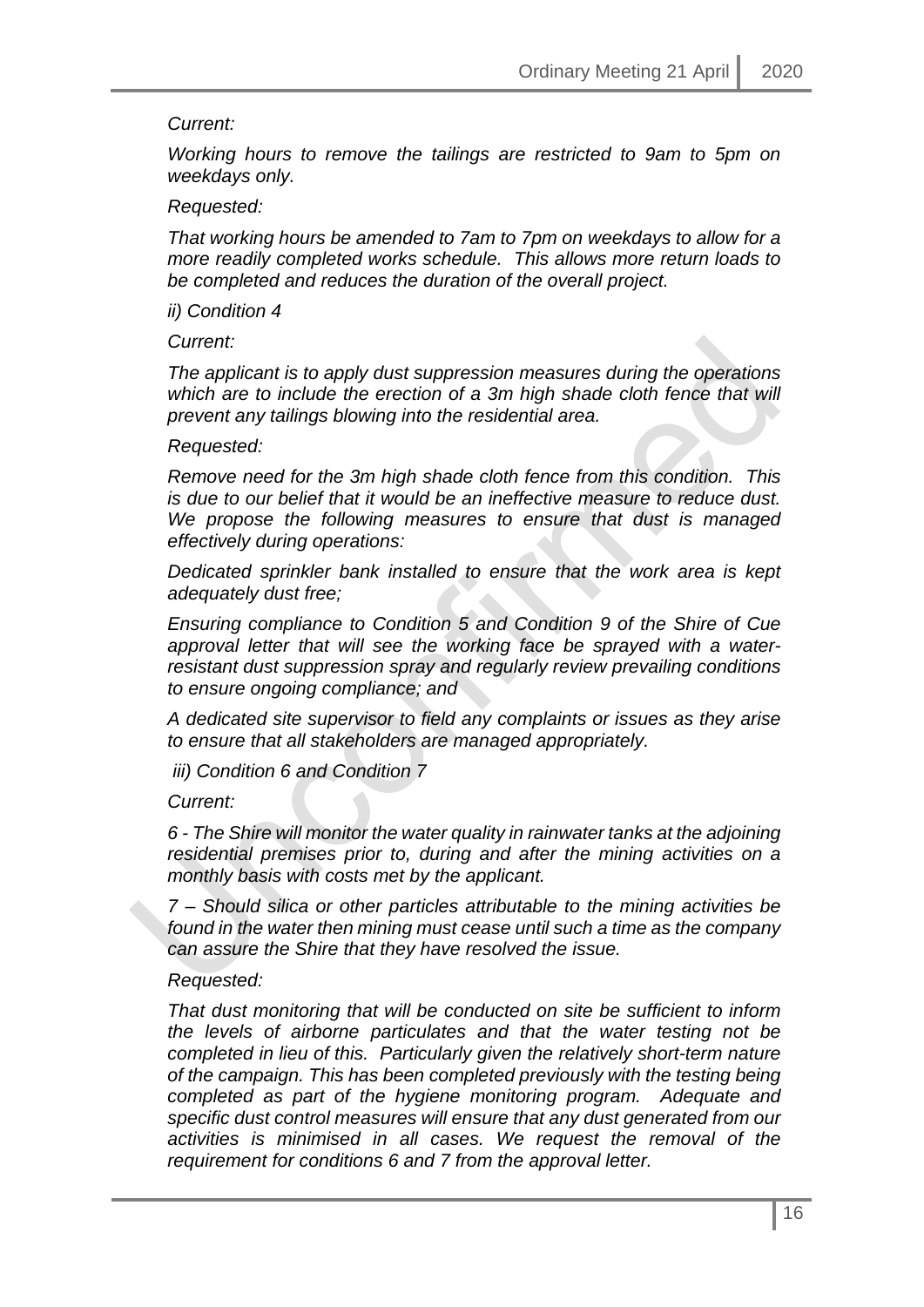*Current:*

*Working hours to remove the tailings are restricted to 9am to 5pm on weekdays only.*

*Requested:*

*That working hours be amended to 7am to 7pm on weekdays to allow for a more readily completed works schedule. This allows more return loads to be completed and reduces the duration of the overall project.*

*ii) Condition 4*

*Current:*

*The applicant is to apply dust suppression measures during the operations which are to include the erection of a 3m high shade cloth fence that will prevent any tailings blowing into the residential area.*

*Requested:*

*Remove need for the 3m high shade cloth fence from this condition. This is due to our belief that it would be an ineffective measure to reduce dust. We propose the following measures to ensure that dust is managed effectively during operations:*

*Dedicated sprinkler bank installed to ensure that the work area is kept adequately dust free;*

*Ensuring compliance to Condition 5 and Condition 9 of the Shire of Cue approval letter that will see the working face be sprayed with a water-resistant dust suppression spray and regularly review prevailing conditions to ensure ongoing compliance; and*

*A dedicated site supervisor to field any complaints or issues as they arise to ensure that all stakeholders are managed appropriately.*

*iii) Condition 6 and Condition 7*

*Current:*

*6 - The Shire will monitor the water quality in rainwater tanks at the adjoining residential premises prior to, during and after the mining activities on a monthly basis with costs met by the applicant.*

*7 – Should silica or other particles attributable to the mining activities be found in the water then mining must cease until such a time as the company can assure the Shire that they have resolved the issue.*

*Requested:*

*That dust monitoring that will be conducted on site be sufficient to inform the levels of airborne particulates and that the water testing not be completed in lieu of this. Particularly given the relatively short-term nature of the campaign. This has been completed previously with the testing being completed as part of the hygiene monitoring program. Adequate and specific dust control measures will ensure that any dust generated from our activities is minimised in all cases. We request the removal of the requirement for conditions 6 and 7 from the approval letter.*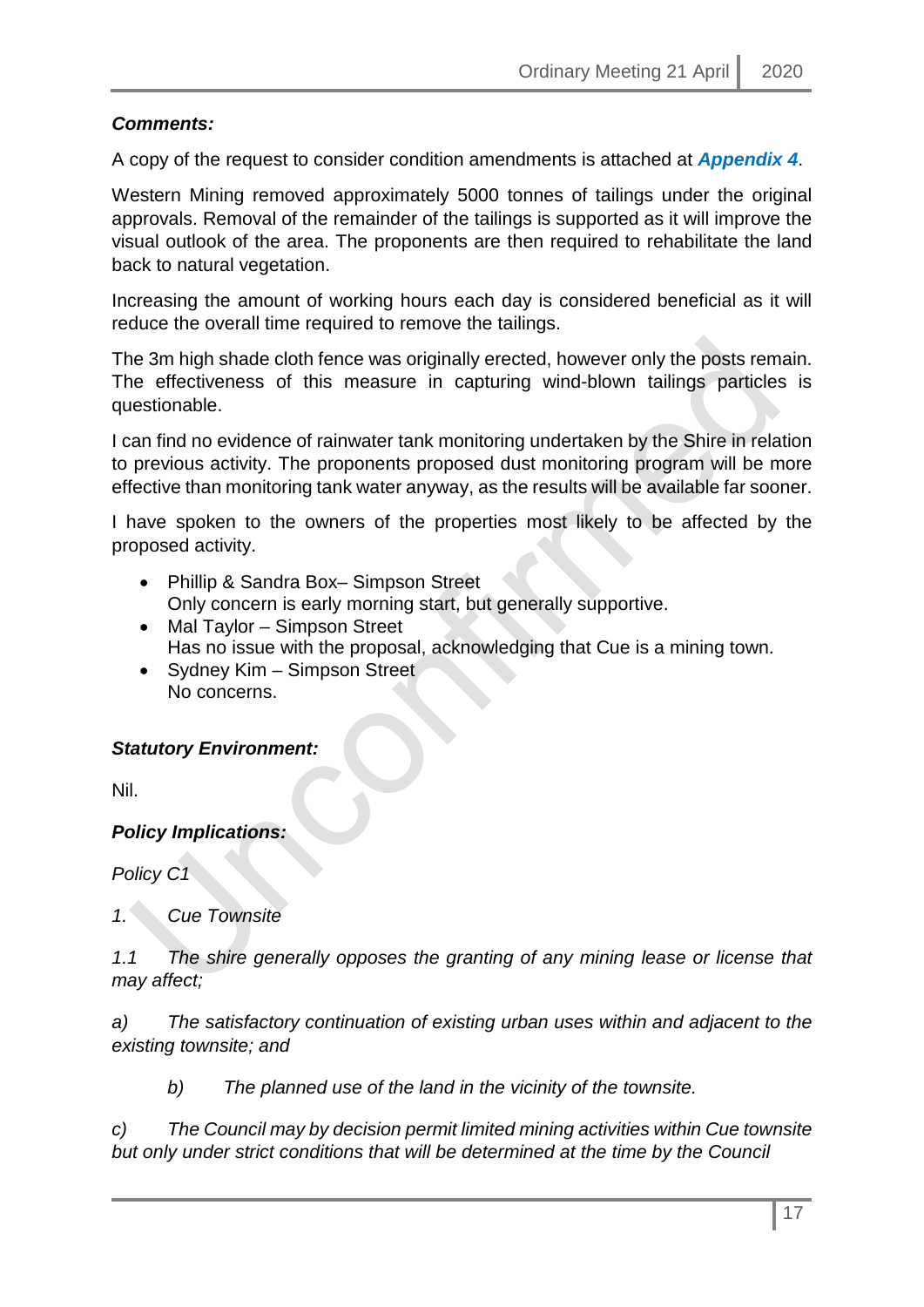***Comments:***

A copy of the request to consider condition amendments is attached at ***Appendix 4***.

Western Mining removed approximately 5000 tonnes of tailings under the original approvals. Removal of the remainder of the tailings is supported as it will improve the visual outlook of the area. The proponents are then required to rehabilitate the land back to natural vegetation.

Increasing the amount of working hours each day is considered beneficial as it will reduce the overall time required to remove the tailings.

The 3m high shade cloth fence was originally erected, however only the posts remain. The effectiveness of this measure in capturing wind-blown tailings particles is questionable.

I can find no evidence of rainwater tank monitoring undertaken by the Shire in relation to previous activity. The proponents proposed dust monitoring program will be more effective than monitoring tank water anyway, as the results will be available far sooner.

I have spoken to the owners of the properties most likely to be affected by the proposed activity.

- Phillip & Sandra Box– Simpson Street
  Only concern is early morning start, but generally supportive.
- Mal Taylor – Simpson Street
  Has no issue with the proposal, acknowledging that Cue is a mining town.
- Sydney Kim – Simpson Street
  No concerns.

***Statutory Environment:***

Nil.

***Policy Implications:***

*Policy C1*

*1. Cue Townsite*

*1.1 The shire generally opposes the granting of any mining lease or license that may affect;*

*a) The satisfactory continuation of existing urban uses within and adjacent to the existing townsite; and*

*b) The planned use of the land in the vicinity of the townsite.*

*c) The Council may by decision permit limited mining activities within Cue townsite but only under strict conditions that will be determined at the time by the Council*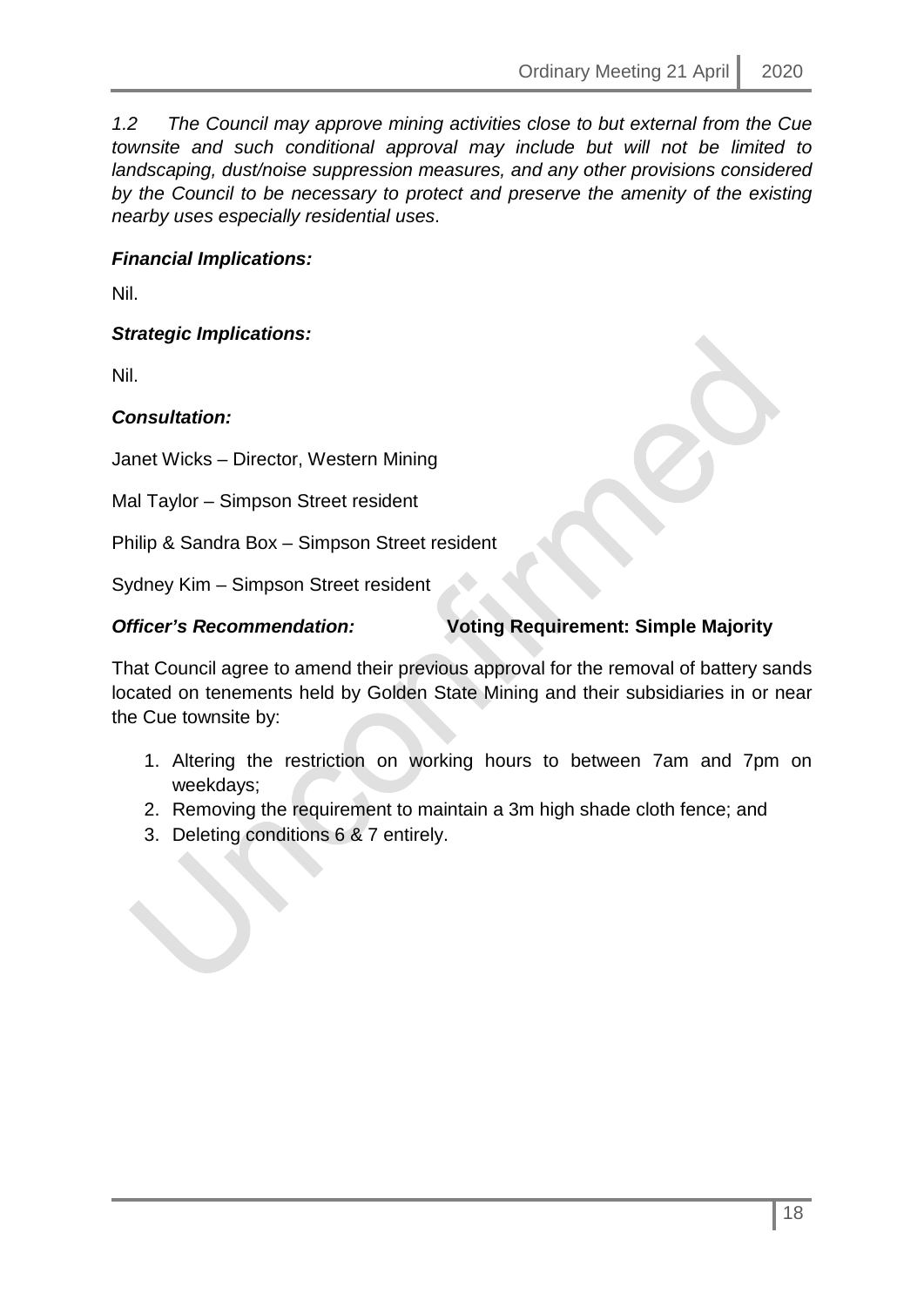*1.2 The Council may approve mining activities close to but external from the Cue townsite and such conditional approval may include but will not be limited to landscaping, dust/noise suppression measures, and any other provisions considered by the Council to be necessary to protect and preserve the amenity of the existing nearby uses especially residential uses*.

***Financial Implications:***

Nil.

***Strategic Implications:***

Nil.

***Consultation:***

Janet Wicks – Director, Western Mining

Mal Taylor – Simpson Street resident

Philip & Sandra Box – Simpson Street resident

Sydney Kim – Simpson Street resident

***Officer's Recommendation:*** **Voting Requirement: Simple Majority**

That Council agree to amend their previous approval for the removal of battery sands located on tenements held by Golden State Mining and their subsidiaries in or near the Cue townsite by:

1. Altering the restriction on working hours to between 7am and 7pm on weekdays;
2. Removing the requirement to maintain a 3m high shade cloth fence; and
3. Deleting conditions 6 & 7 entirely.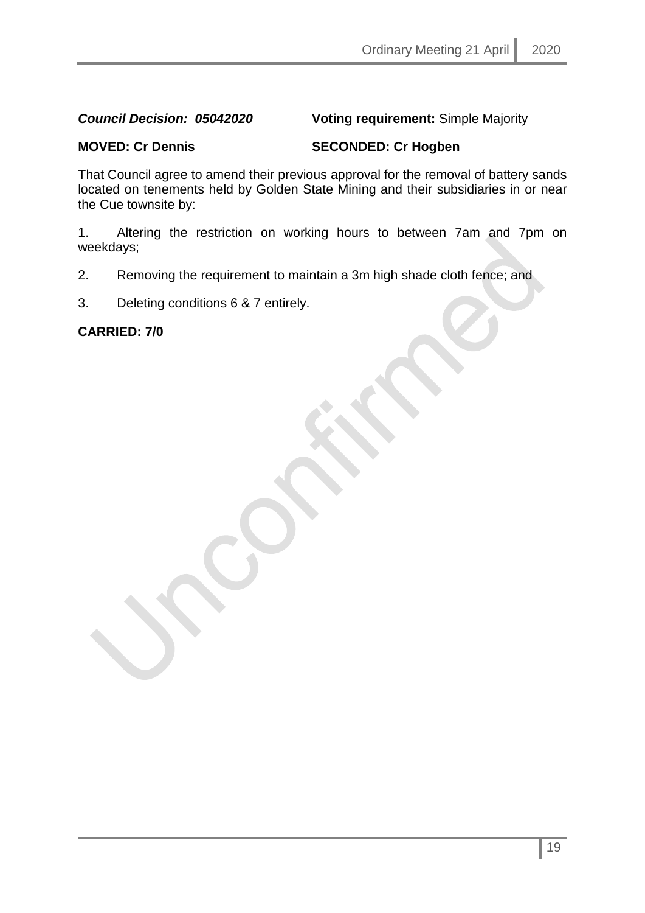***Council Decision: 05042020*** **Voting requirement:** Simple Majority

**MOVED: Cr Dennis** **SECONDED: Cr Hogben**

That Council agree to amend their previous approval for the removal of battery sands located on tenements held by Golden State Mining and their subsidiaries in or near the Cue townsite by:

1. Altering the restriction on working hours to between 7am and 7pm on weekdays;
2. Removing the requirement to maintain a 3m high shade cloth fence; and
3. Deleting conditions 6 & 7 entirely.

**CARRIED: 7/0**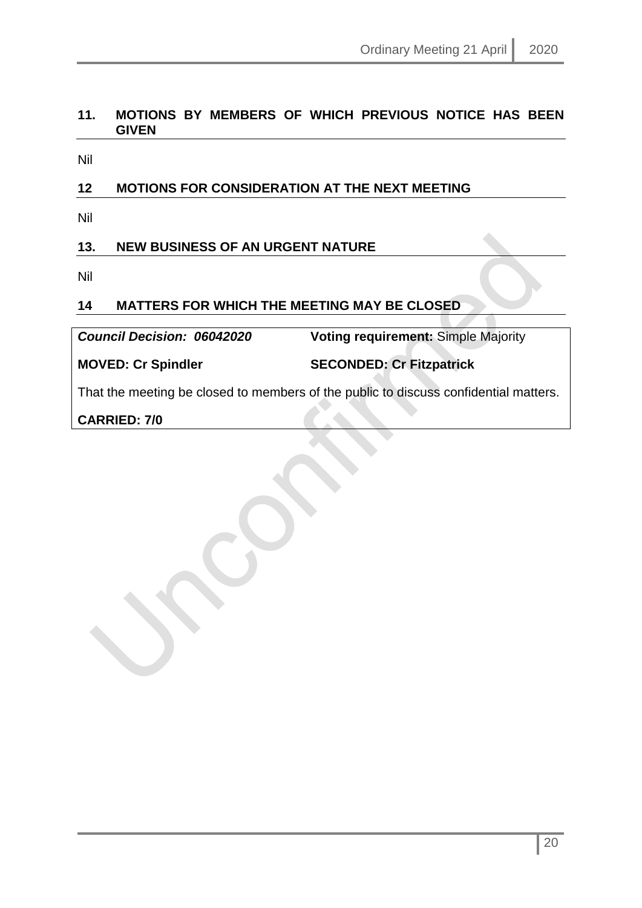## 11. MOTIONS BY MEMBERS OF WHICH PREVIOUS NOTICE HAS BEEN GIVEN

Nil

## 12 MOTIONS FOR CONSIDERATION AT THE NEXT MEETING

Nil

## 13. NEW BUSINESS OF AN URGENT NATURE

Nil

## 14 MATTERS FOR WHICH THE MEETING MAY BE CLOSED

***Council Decision: 06042020*** **Voting requirement:** Simple Majority

**MOVED: Cr Spindler** **SECONDED: Cr Fitzpatrick**

That the meeting be closed to members of the public to discuss confidential matters.

**CARRIED: 7/0**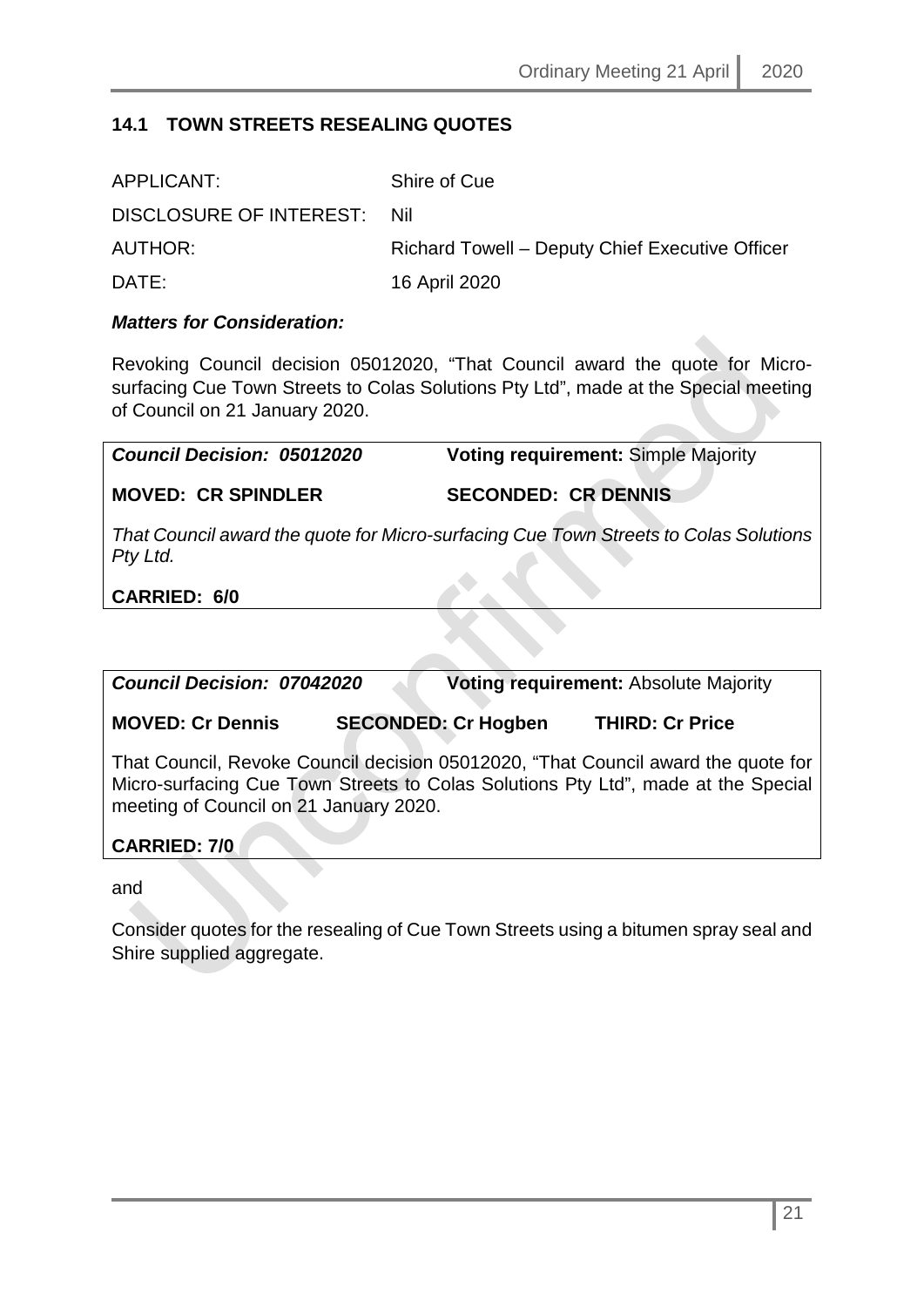## 14.1 TOWN STREETS RESEALING QUOTES

| | |
|---|---|
| APPLICANT: | Shire of Cue |
| DISCLOSURE OF INTEREST: | Nil |
| AUTHOR: | Richard Towell – Deputy Chief Executive Officer |
| DATE: | 16 April 2020 |

***Matters for Consideration:***

Revoking Council decision 05012020, "That Council award the quote for Micro-surfacing Cue Town Streets to Colas Solutions Pty Ltd", made at the Special meeting of Council on 21 January 2020.

***Council Decision: 05012020*** **Voting requirement:** Simple Majority

**MOVED: CR SPINDLER** **SECONDED: CR DENNIS**

*That Council award the quote for Micro-surfacing Cue Town Streets to Colas Solutions Pty Ltd.*

**CARRIED: 6/0**

***Council Decision: 07042020*** **Voting requirement:** Absolute Majority

**MOVED: Cr Dennis** **SECONDED: Cr Hogben** **THIRD: Cr Price**

That Council, Revoke Council decision 05012020, "That Council award the quote for Micro-surfacing Cue Town Streets to Colas Solutions Pty Ltd", made at the Special meeting of Council on 21 January 2020.

**CARRIED: 7/0**

and

Consider quotes for the resealing of Cue Town Streets using a bitumen spray seal and Shire supplied aggregate.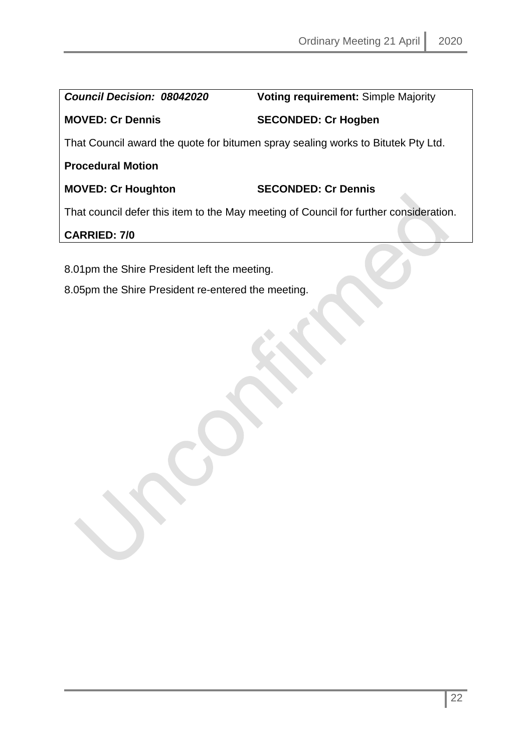***Council Decision: 08042020*** **Voting requirement:** Simple Majority

**MOVED: Cr Dennis** **SECONDED: Cr Hogben**

That Council award the quote for bitumen spray sealing works to Bitutek Pty Ltd.

**Procedural Motion**

**MOVED: Cr Houghton** **SECONDED: Cr Dennis**

That council defer this item to the May meeting of Council for further consideration.

**CARRIED: 7/0**

8.01pm the Shire President left the meeting.

8.05pm the Shire President re-entered the meeting.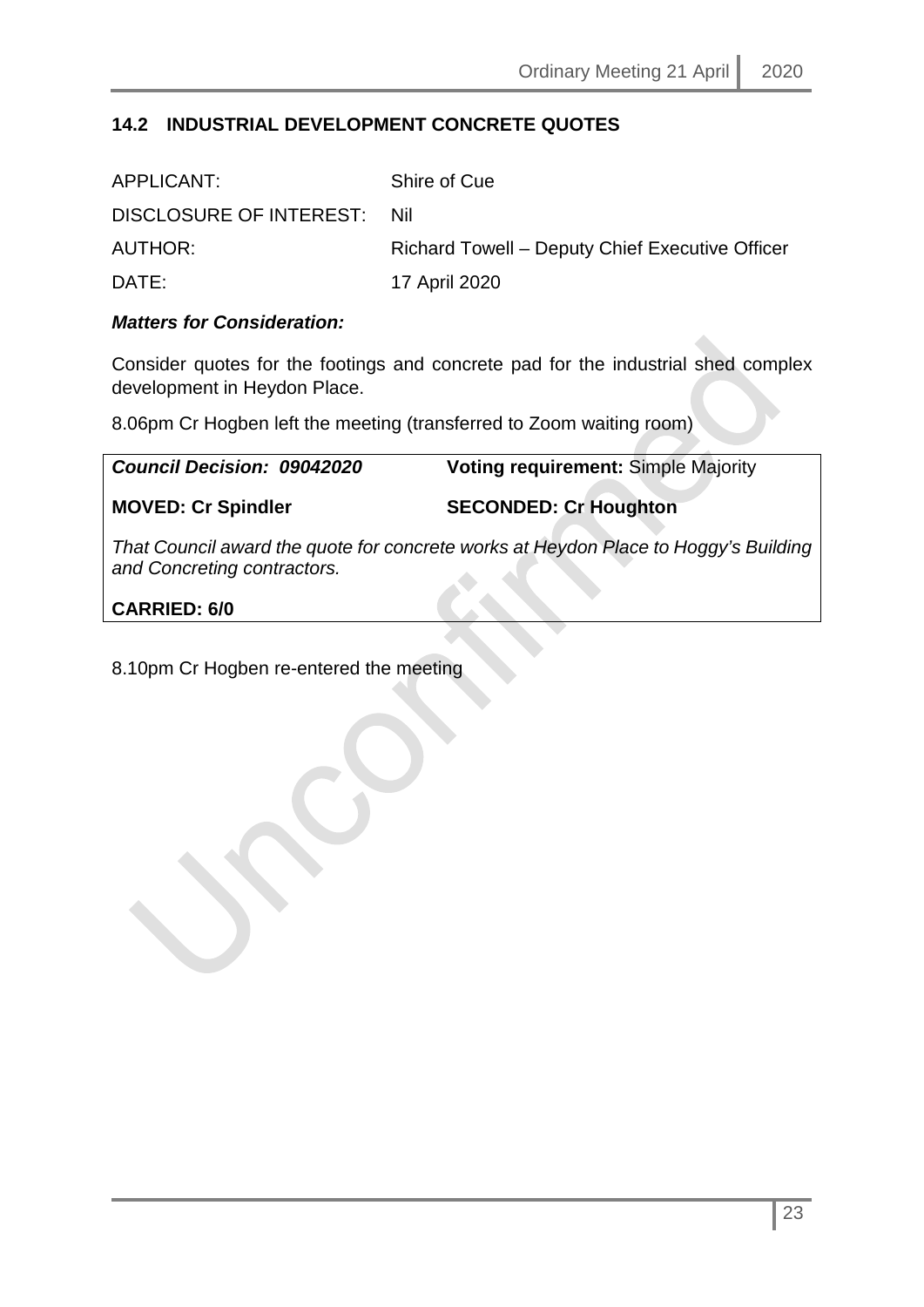## 14.2 INDUSTRIAL DEVELOPMENT CONCRETE QUOTES

| | |
|---|---|
| APPLICANT: | Shire of Cue |
| DISCLOSURE OF INTEREST: | Nil |
| AUTHOR: | Richard Towell – Deputy Chief Executive Officer |
| DATE: | 17 April 2020 |

***Matters for Consideration:***

Consider quotes for the footings and concrete pad for the industrial shed complex development in Heydon Place.

8.06pm Cr Hogben left the meeting (transferred to Zoom waiting room)

| ***Council Decision: 09042020*** | **Voting requirement:** Simple Majority |
|---|---|
| **MOVED: Cr Spindler** | **SECONDED: Cr Houghton** |
| *That Council award the quote for concrete works at Heydon Place to Hoggy's Building and Concreting contractors.* | |
| **CARRIED: 6/0** | |

8.10pm Cr Hogben re-entered the meeting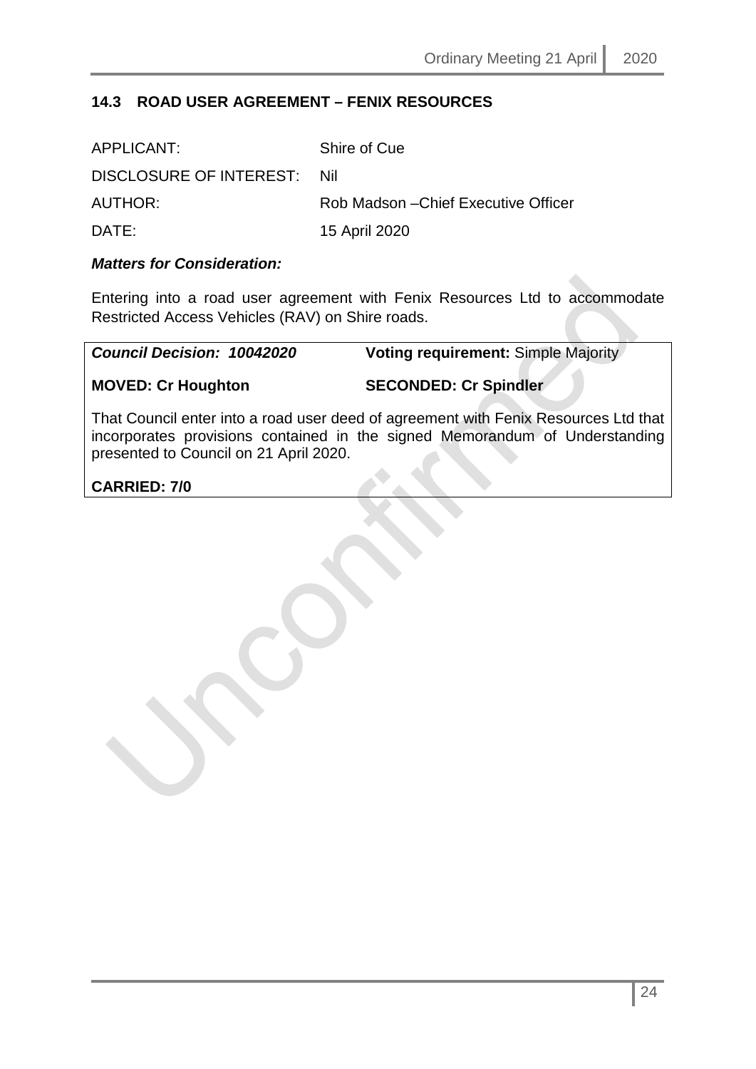## 14.3 ROAD USER AGREEMENT – FENIX RESOURCES

APPLICANT: Shire of Cue

DISCLOSURE OF INTEREST: Nil

AUTHOR: Rob Madson –Chief Executive Officer

DATE: 15 April 2020

***Matters for Consideration:***

Entering into a road user agreement with Fenix Resources Ltd to accommodate Restricted Access Vehicles (RAV) on Shire roads.

***Council Decision: 10042020*** **Voting requirement:** Simple Majority

**MOVED: Cr Houghton** **SECONDED: Cr Spindler**

That Council enter into a road user deed of agreement with Fenix Resources Ltd that incorporates provisions contained in the signed Memorandum of Understanding presented to Council on 21 April 2020.

**CARRIED: 7/0**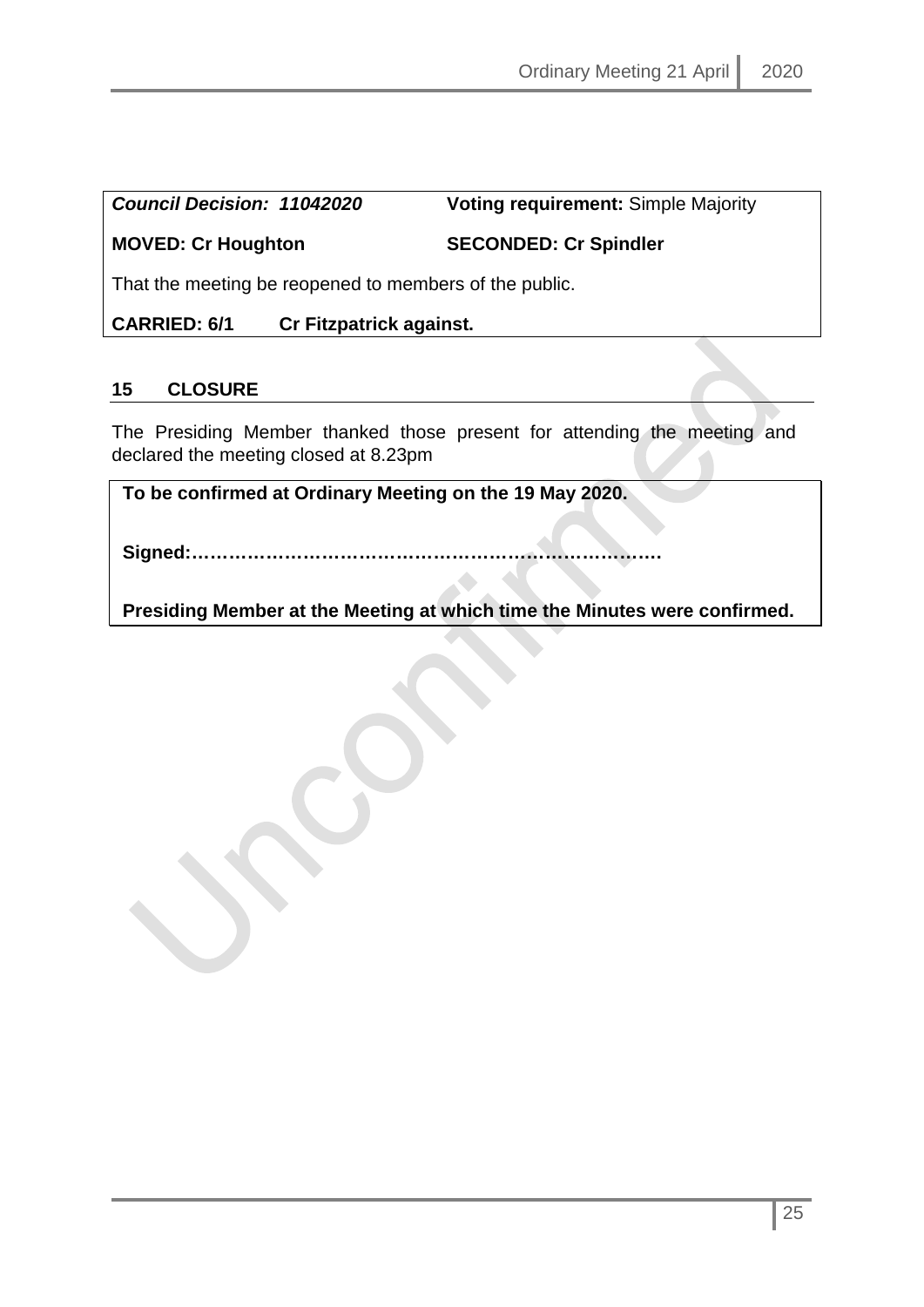| | |
|---|---|
| ***Council Decision: 11042020*** | **Voting requirement:** Simple Majority |
| **MOVED: Cr Houghton** | **SECONDED: Cr Spindler** |
| That the meeting be reopened to members of the public. | |
| **CARRIED: 6/1 Cr Fitzpatrick against.** | |

## 15 CLOSURE

The Presiding Member thanked those present for attending the meeting and declared the meeting closed at 8.23pm

**To be confirmed at Ordinary Meeting on the 19 May 2020.**

**Signed:………………………………………………………………….**

**Presiding Member at the Meeting at which time the Minutes were confirmed.**